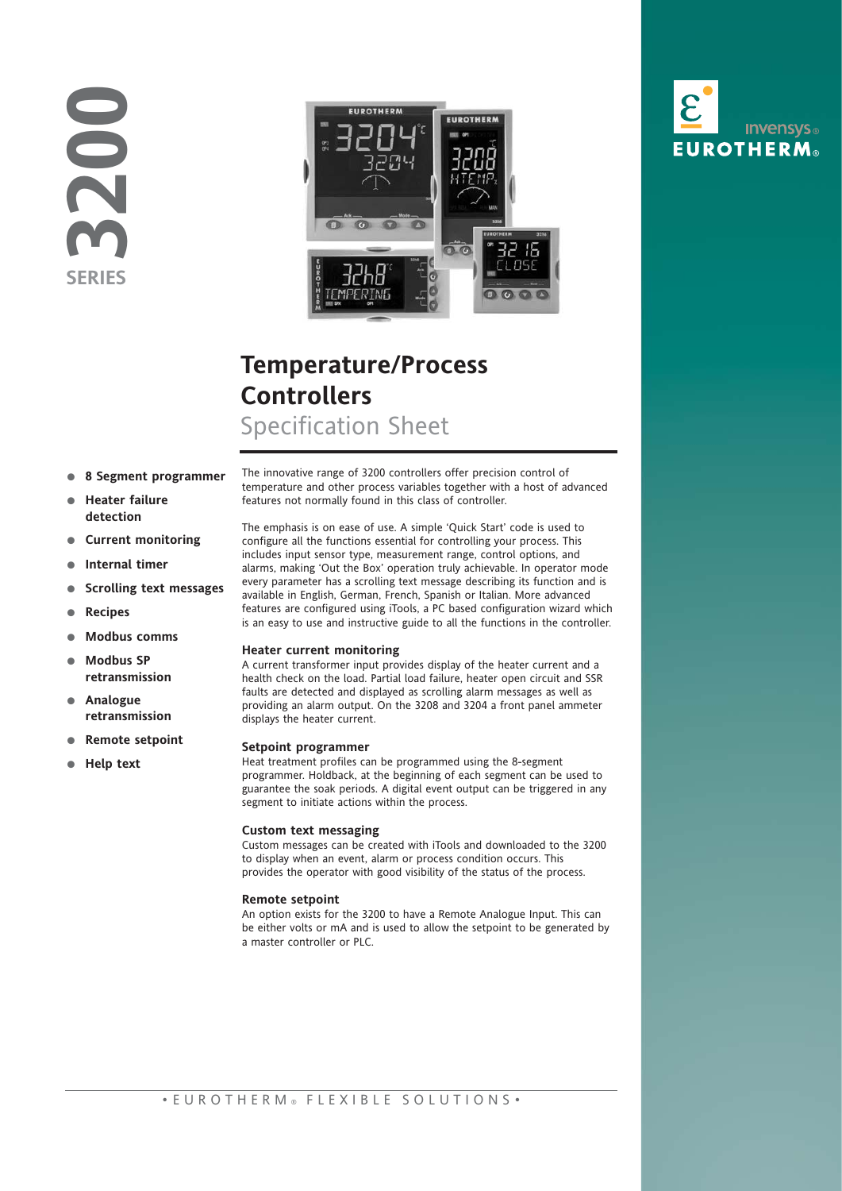3200 SERIES

# Temperature/Process Controllers

## Specification Sheet

- 8 Segment programmer
- Heater failure detection
- Current monitoring
- Internal timer
- Scrolling text messages
- Recipes
- Modbus comms
- Modbus SP retransmission
- Analogue retransmission
- Remote setpoint
- Help text

The innovative range of 3200 controllers offer precision control of temperature and other process variables together with a host of advanced features not normally found in this class of controller.

The emphasis is on ease of use. A simple 'Quick Start' code is used to configure all the functions essential for controlling your process. This includes input sensor type, measurement range, control options, and alarms, making 'Out the Box' operation truly achievable. In operator mode every parameter has a scrolling text message describing its function and is available in English, German, French, Spanish or Italian. More advanced features are configured using iTools, a PC based configuration wizard which is an easy to use and instructive guide to all the functions in the controller.

### Heater current monitoring

A current transformer input provides display of the heater current and a health check on the load. Partial load failure, heater open circuit and SSR faults are detected and displayed as scrolling alarm messages as well as providing an alarm output. On the 3208 and 3204 a front panel ammeter displays the heater current.

### Setpoint programmer

Heat treatment profiles can be programmed using the 8-segment programmer. Holdback, at the beginning of each segment can be used to guarantee the soak periods. A digital event output can be triggered in any segment to initiate actions within the process.

### Custom text messaging

Custom messages can be created with iTools and downloaded to the 3200 to display when an event, alarm or process condition occurs. This provides the operator with good visibility of the status of the process.

### Remote setpoint

An option exists for the 3200 to have a Remote Analogue Input. This can be either volts or mA and is used to allow the setpoint to be generated by a master controller or PLC.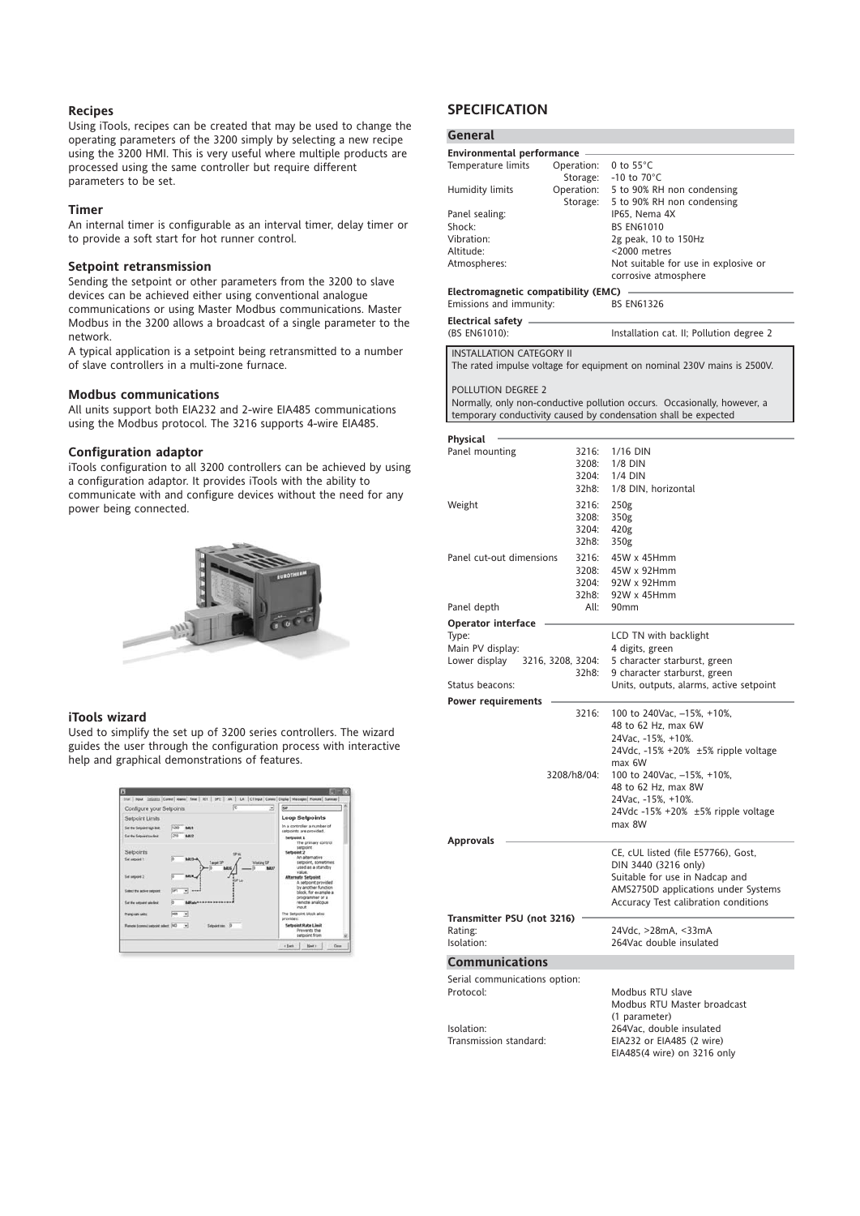### Recipes

Using iTools, recipes can be created that may be used to change the operating parameters of the 3200 simply by selecting a new recipe using the 3200 HMI. This is very useful where multiple products are processed using the same controller but require different parameters to be set.

### Timer

An internal timer is configurable as an interval timer, delay timer or to provide a soft start for hot runner control.

### Setpoint retransmission

Sending the setpoint or other parameters from the 3200 to slave devices can be achieved either using conventional analogue communications or using Master Modbus communications. Master Modbus in the 3200 allows a broadcast of a single parameter to the network.

A typical application is a setpoint being retransmitted to a number of slave controllers in a multi-zone furnace.

### Modbus communications

All units support both EIA232 and 2-wire EIA485 communications using the Modbus protocol. The 3216 supports 4-wire EIA485.

### Configuration adaptor

iTools configuration to all 3200 controllers can be achieved by using a configuration adaptor. It provides iTools with the ability to communicate with and configure devices without the need for any power being connected.

### iTools wizard

Used to simplify the set up of 3200 series controllers. The wizard guides the user through the configuration process with interactive help and graphical demonstrations of features.

## SPECIFICATION

### General

**Environmental performance**

| | | |
|---|---|---|
| Temperature limits | Operation: | 0 to 55°C |
| | Storage: | -10 to 70°C |
| Humidity limits | Operation: | 5 to 90% RH non condensing |
| | Storage: | 5 to 90% RH non condensing |
| Panel sealing: | | IP65, Nema 4X |
| Shock: | | BS EN61010 |
| Vibration: | | 2g peak, 10 to 150Hz |
| Altitude: | | <2000 metres |
| Atmospheres: | | Not suitable for use in explosive or corrosive atmosphere |

**Electromagnetic compatibility (EMC)**

Emissions and immunity: BS EN61326

**Electrical safety**

(BS EN61010): Installation cat. II; Pollution degree 2

INSTALLATION CATEGORY II
The rated impulse voltage for equipment on nominal 230V mains is 2500V.

POLLUTION DEGREE 2
Normally, only non-conductive pollution occurs. Occasionally, however, a temporary conductivity caused by condensation shall be expected

**Physical**

| | | |
|---|---|---|
| Panel mounting | 3216: | 1/16 DIN |
| | 3208: | 1/8 DIN |
| | 3204: | 1/4 DIN |
| | 32h8: | 1/8 DIN, horizontal |
| Weight | 3216: | 250g |
| | 3208: | 350g |
| | 3204: | 420g |
| | 32h8: | 350g |
| Panel cut-out dimensions | 3216: | 45W x 45Hmm |
| | 3208: | 45W x 92Hmm |
| | 3204: | 92W x 92Hmm |
| | 32h8: | 92W x 45Hmm |
| Panel depth | All: | 90mm |

**Operator interface**

| | | |
|---|---|---|
| Type: | | LCD TN with backlight |
| Main PV display: | | 4 digits, green |
| Lower display | 3216, 3208, 3204: | 5 character starburst, green |
| | 32h8: | 9 character starburst, green |
| Status beacons: | | Units, outputs, alarms, active setpoint |

**Power requirements**

| | |
|---|---|
| 3216: | 100 to 240Vac, –15%, +10%, 48 to 62 Hz, max 6W<br>24Vac, -15%, +10%.<br>24Vdc, -15% +20% ±5% ripple voltage max 6W |
| 3208/h8/04: | 100 to 240Vac, –15%, +10%, 48 to 62 Hz, max 8W<br>24Vac, -15%, +10%.<br>24Vdc -15% +20% ±5% ripple voltage max 8W |

**Approvals**

CE, cUL listed (file E57766), Gost, DIN 3440 (3216 only)
Suitable for use in Nadcap and AMS2750D applications under Systems Accuracy Test calibration conditions

**Transmitter PSU (not 3216)**

| | |
|---|---|
| Rating: | 24Vdc, >28mA, <33mA |
| Isolation: | 264Vac double insulated |

### Communications

| | |
|---|---|
| Serial communications option: | |
| Protocol: | Modbus RTU slave<br>Modbus RTU Master broadcast (1 parameter) |
| Isolation: | 264Vac, double insulated |
| Transmission standard: | EIA232 or EIA485 (2 wire)<br>EIA485(4 wire) on 3216 only |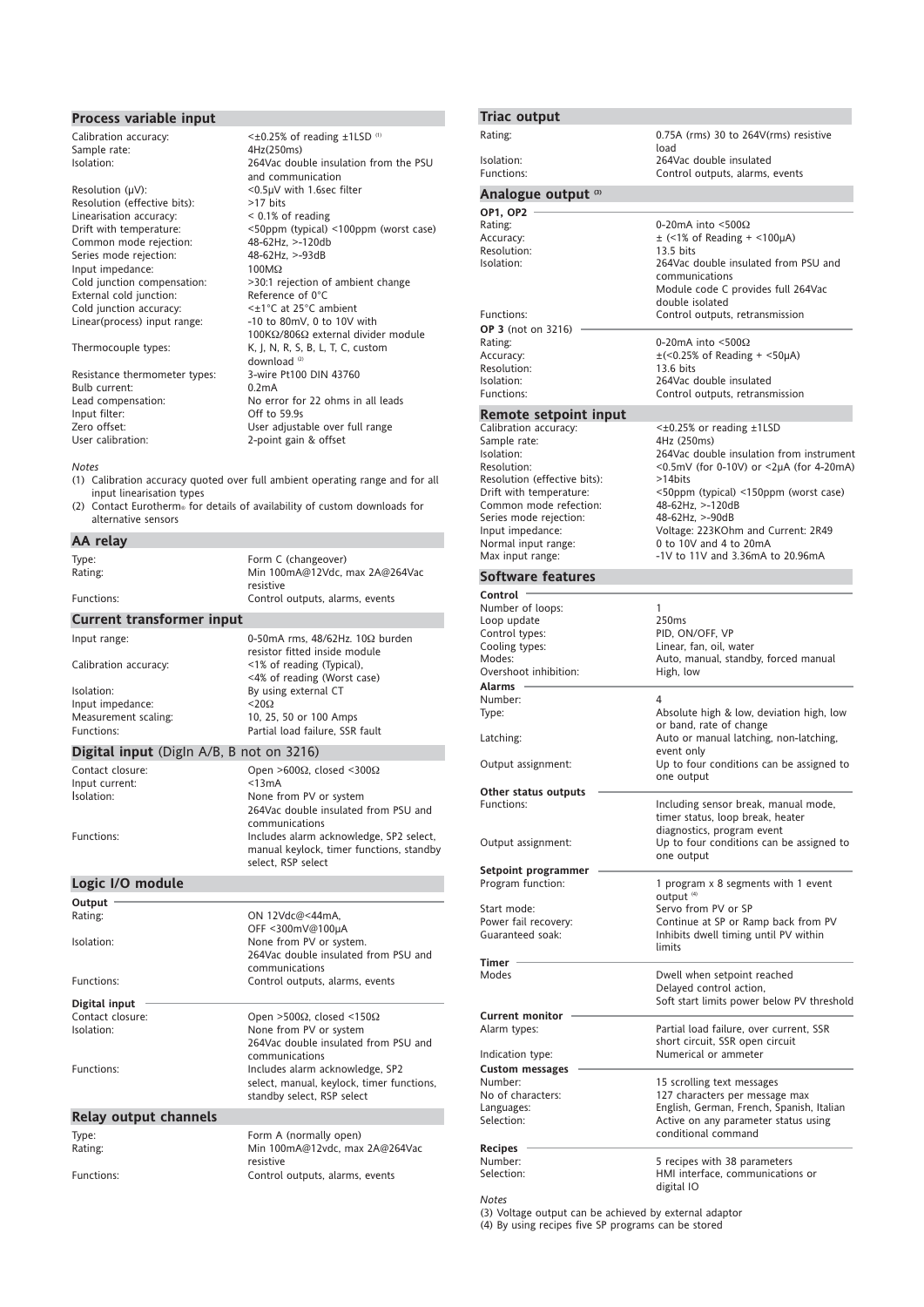## Process variable input

| | |
|---|---|
| Calibration accuracy: | <±0.25% of reading ±1LSD [1] |
| Sample rate: | 4Hz(250ms) |
| Isolation: | 264Vac double insulation from the PSU and communication |
| Resolution (µV): | <0.5µV with 1.6sec filter |
| Resolution (effective bits): | >17 bits |
| Linearisation accuracy: | < 0.1% of reading |
| Drift with temperature: | <50ppm (typical) <100ppm (worst case) |
| Common mode rejection: | 48-62Hz, >-120db |
| Series mode rejection: | 48-62Hz, >-93dB |
| Input impedance: | 100MΩ |
| Cold junction compensation: | >30:1 rejection of ambient change |
| External cold junction: | Reference of 0°C |
| Cold junction accuracy: | <±1°C at 25°C ambient |
| Linear(process) input range: | -10 to 80mV, 0 to 10V with 100KΩ/806Ω external divider module |
| Thermocouple types: | K, J, N, R, S, B, L, T, C, custom download [2] |
| Resistance thermometer types: | 3-wire Pt100 DIN 43760 |
| Bulb current: | 0.2mA |
| Lead compensation: | No error for 22 ohms in all leads |
| Input filter: | Off to 59.9s |
| Zero offset: | User adjustable over full range |
| User calibration: | 2-point gain & offset |

*Notes*

(1) Calibration accuracy quoted over full ambient operating range and for all input linearisation types

(2) Contact Eurotherm® for details of availability of custom downloads for alternative sensors

## AA relay

| | |
|---|---|
| Type: | Form C (changeover) |
| Rating: | Min 100mA@12Vdc, max 2A@264Vac resistive |
| Functions: | Control outputs, alarms, events |

## Current transformer input

| | |
|---|---|
| Input range: | 0-50mA rms, 48/62Hz. 10Ω burden resistor fitted inside module |
| Calibration accuracy: | <1% of reading (Typical), <4% of reading (Worst case) |
| Isolation: | By using external CT |
| Input impedance: | <20Ω |
| Measurement scaling: | 10, 25, 50 or 100 Amps |
| Functions: | Partial load failure, SSR fault |

## Digital input (DigIn A/B, B not on 3216)

| | |
|---|---|
| Contact closure: | Open >600Ω, closed <300Ω |
| Input current: | <13mA |
| Isolation: | None from PV or system 264Vac double insulated from PSU and communications |
| Functions: | Includes alarm acknowledge, SP2 select, manual keylock, timer functions, standby select, RSP select |

## Logic I/O module

**Output**

| | |
|---|---|
| Rating: | ON 12Vdc@<44mA, OFF <300mV@100µA |
| Isolation: | None from PV or system. 264Vac double insulated from PSU and communications |
| Functions: | Control outputs, alarms, events |

**Digital input**

| | |
|---|---|
| Contact closure: | Open >500Ω, closed <150Ω |
| Isolation: | None from PV or system 264Vac double insulated from PSU and communications |
| Functions: | Includes alarm acknowledge, SP2 select, manual, keylock, timer functions, standby select, RSP select |

## Relay output channels

| | |
|---|---|
| Type: | Form A (normally open) |
| Rating: | Min 100mA@12vdc, max 2A@264Vac resistive |
| Functions: | Control outputs, alarms, events |

## Triac output

| | |
|---|---|
| Rating: | 0.75A (rms) 30 to 264V(rms) resistive load |
| Isolation: | 264Vac double insulated |
| Functions: | Control outputs, alarms, events |

## Analogue output [3]

**OP1, OP2**

| | |
|---|---|
| Rating: | 0-20mA into <500Ω |
| Accuracy: | ± (<1% of Reading + <100µA) |
| Resolution: | 13.5 bits |
| Isolation: | 264Vac double insulated from PSU and communications Module code C provides full 264Vac double isolated |
| Functions: | Control outputs, retransmission |

**OP 3** (not on 3216)

| | |
|---|---|
| Rating: | 0-20mA into <500Ω |
| Accuracy: | ±(<0.25% of Reading + <50µA) |
| Resolution: | 13.6 bits |
| Isolation: | 264Vac double insulated |
| Functions: | Control outputs, retransmission |

## Remote setpoint input

| | |
|---|---|
| Calibration accuracy: | <±0.25% or reading ±1LSD |
| Sample rate: | 4Hz (250ms) |
| Isolation: | 264Vac double insulation from instrument |
| Resolution: | <0.5mV (for 0-10V) or <2µA (for 4-20mA) |
| Resolution (effective bits): | >14bits |
| Drift with temperature: | <50ppm (typical) <150ppm (worst case) |
| Common mode refection: | 48-62Hz, >-120dB |
| Series mode rejection: | 48-62Hz, >-90dB |
| Input impedance: | Voltage: 223KOhm and Current: 2R49 |
| Normal input range: | 0 to 10V and 4 to 20mA |
| Max input range: | -1V to 11V and 3.36mA to 20.96mA |

## Software features

**Control**

| | |
|---|---|
| Number of loops: | 1 |
| Loop update | 250ms |
| Control types: | PID, ON/OFF, VP |
| Cooling types: | Linear, fan, oil, water |
| Modes: | Auto, manual, standby, forced manual |
| Overshoot inhibition: | High, low |

**Alarms**

| | |
|---|---|
| Number: | 4 |
| Type: | Absolute high & low, deviation high, low or band, rate of change |
| Latching: | Auto or manual latching, non-latching, event only |
| Output assignment: | Up to four conditions can be assigned to one output |

**Other status outputs**

| | |
|---|---|
| Functions: | Including sensor break, manual mode, timer status, loop break, heater diagnostics, program event |
| Output assignment: | Up to four conditions can be assigned to one output |

**Setpoint programmer**

| | |
|---|---|
| Program function: | 1 program x 8 segments with 1 event output [4] |
| Start mode: | Servo from PV or SP |
| Power fail recovery: | Continue at SP or Ramp back from PV |
| Guaranteed soak: | Inhibits dwell timing until PV within limits |

**Timer**

| | |
|---|---|
| Modes | Dwell when setpoint reached Delayed control action, Soft start limits power below PV threshold |

**Current monitor**

| | |
|---|---|
| Alarm types: | Partial load failure, over current, SSR short circuit, SSR open circuit |
| Indication type: | Numerical or ammeter |

**Custom messages**

| | |
|---|---|
| Number: | 15 scrolling text messages |
| No of characters: | 127 characters per message max |
| Languages: | English, German, French, Spanish, Italian |
| Selection: | Active on any parameter status using conditional command |

**Recipes**

| | |
|---|---|
| Number: | 5 recipes with 38 parameters |
| Selection: | HMI interface, communications or digital IO |

*Notes*

(3) Voltage output can be achieved by external adaptor

(4) By using recipes five SP programs can be stored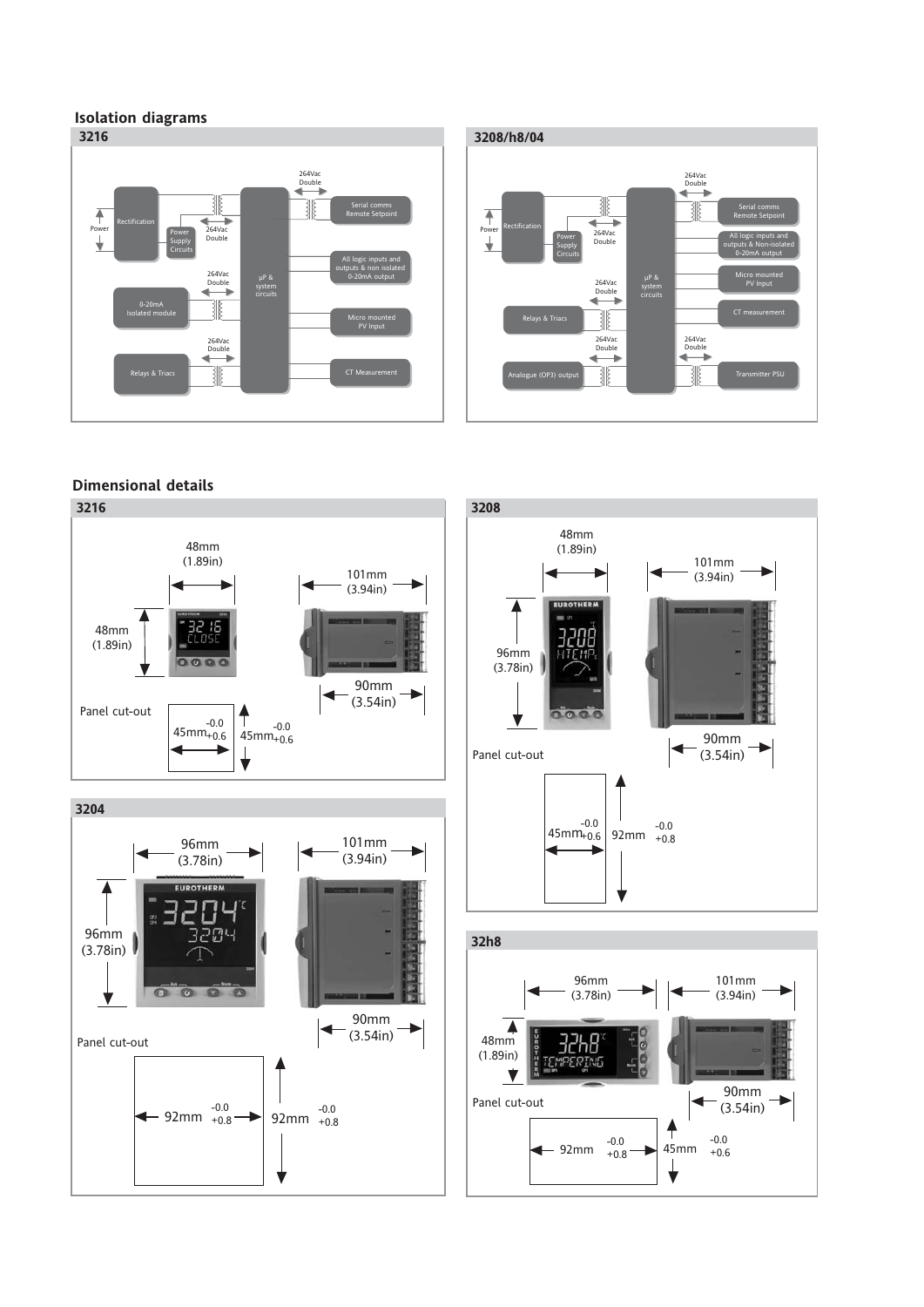## Isolation diagrams

### 3216

Power

Rectification

Power Supply Circuits

264Vac Double

264Vac Double

μP & system circuits

Serial comms Remote Setpoint

All logic inputs and outputs & non isolated 0-20mA output

264Vac Double

0-20mA Isolated module

Micro mounted PV Input

264Vac Double

Relays & Triacs

CT Measurement

### 3208/h8/04

Power

Rectification

Power Supply Circuits

264Vac Double

264Vac Double

μP & system circuits

Serial comms Remote Setpoint

All logic inputs and outputs & Non-isolated 0-20mA output

264Vac Double

Micro mounted PV Input

Relays & Triacs

CT measurement

264Vac Double

264Vac Double

Analogue (OP3) output

Transmitter PSU

## Dimensional details

### 3216

48mm (1.89in)

48mm (1.89in)

101mm (3.94in)

90mm (3.54in)

Panel cut-out

45mm -0.0 +0.6

45mm -0.0 +0.6

### 3208

48mm (1.89in)

96mm (3.78in)

101mm (3.94in)

90mm (3.54in)

Panel cut-out

45mm -0.0 +0.6

92mm -0.0 +0.8

### 3204

96mm (3.78in)

96mm (3.78in)

101mm (3.94in)

90mm (3.54in)

Panel cut-out

92mm -0.0 +0.8

92mm -0.0 +0.8

### 32h8

96mm (3.78in)

48mm (1.89in)

101mm (3.94in)

90mm (3.54in)

Panel cut-out

92mm -0.0 +0.8

45mm -0.0 +0.6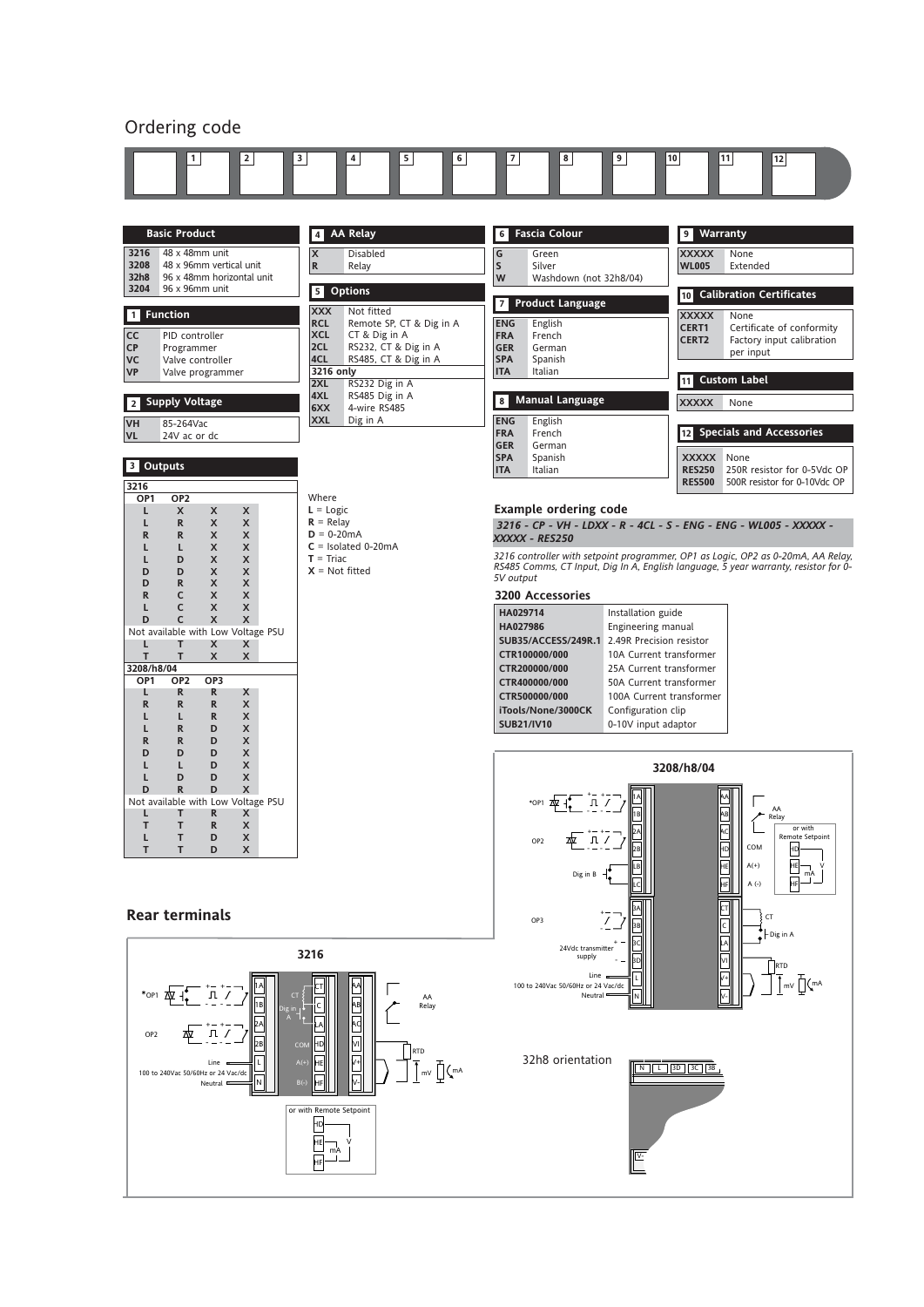# Ordering code

| | 1 | 2 | 3 | 4 | 5 | 6 | 7 | 8 | 9 | 10 | 11 | 12 |
|---|---|---|---|---|---|---|---|---|---|---|---|---|
| | | | | | | | | | | | | |

### Basic Product

| | |
|---|---|
| **3216** | 48 x 48mm unit |
| **3208** | 48 x 96mm vertical unit |
| **32h8** | 96 x 48mm horizontal unit |
| **3204** | 96 x 96mm unit |

### 1 Function

| | |
|---|---|
| **CC** | PID controller |
| **CP** | Programmer |
| **VC** | Valve controller |
| **VP** | Valve programmer |

### 2 Supply Voltage

| | |
|---|---|
| **VH** | 85-264Vac |
| **VL** | 24V ac or dc |

### 3 Outputs

**3216**

| OP1 | OP2 | | |
|---|---|---|---|
| L | X | X | X |
| L | R | X | X |
| R | R | X | X |
| L | L | X | X |
| L | D | X | X |
| D | D | X | X |
| D | R | X | X |
| R | C | X | X |
| L | C | X | X |
| D | C | X | X |
| Not available with Low Voltage PSU | | | |
| L | T | X | X |
| T | T | X | X |

**3208/h8/04**

| OP1 | OP2 | OP3 | |
|---|---|---|---|
| L | R | R | X |
| R | R | R | X |
| L | L | R | X |
| L | R | D | X |
| R | R | D | X |
| D | D | D | X |
| L | L | D | X |
| L | D | D | X |
| D | R | D | X |
| Not available with Low Voltage PSU | | | |
| L | T | R | X |
| T | T | R | X |
| L | T | D | X |
| T | T | D | X |

### 4 AA Relay

| | |
|---|---|
| **X** | Disabled |
| **R** | Relay |

### 5 Options

| | |
|---|---|
| **XXX** | Not fitted |
| **RCL** | Remote SP, CT & Dig in A |
| **XCL** | CT & Dig in A |
| **2CL** | RS232, CT & Dig in A |
| **4CL** | RS485, CT & Dig in A |
| **3216 only** | |
| **2XL** | RS232 Dig in A |
| **4XL** | RS485 Dig in A |
| **6XX** | 4-wire RS485 |
| **XXL** | Dig in A |

Where
**L** = Logic
**R** = Relay
**D** = 0-20mA
**C** = Isolated 0-20mA
**T** = Triac
**X** = Not fitted

### 6 Fascia Colour

| | |
|---|---|
| **G** | Green |
| **S** | Silver |
| **W** | Washdown (not 32h8/04) |

### 7 Product Language

| | |
|---|---|
| **ENG** | English |
| **FRA** | French |
| **GER** | German |
| **SPA** | Spanish |
| **ITA** | Italian |

### 8 Manual Language

| | |
|---|---|
| **ENG** | English |
| **FRA** | French |
| **GER** | German |
| **SPA** | Spanish |
| **ITA** | Italian |

### 9 Warranty

| | |
|---|---|
| **XXXXX** | None |
| **WL005** | Extended |

### 10 Calibration Certificates

| | |
|---|---|
| **XXXXX** | None |
| **CERT1** | Certificate of conformity |
| **CERT2** | Factory input calibration per input |

### 11 Custom Label

| | |
|---|---|
| **XXXXX** | None |

### 12 Specials and Accessories

| | |
|---|---|
| **XXXXX** | None |
| **RES250** | 250R resistor for 0-5Vdc OP |
| **RES500** | 500R resistor for 0-10Vdc OP |

### Example ordering code

***3216 - CP - VH - LDXX - R - 4CL - S - ENG - ENG - WL005 - XXXXX - XXXXX - RES250***

*3216 controller with setpoint programmer, OP1 as Logic, OP2 as 0-20mA, AA Relay, RS485 Comms, CT Input, Dig In A, English language, 5 year warranty, resistor for 0-5V output*

### 3200 Accessories

| | |
|---|---|
| **HA029714** | Installation guide |
| **HA027986** | Engineering manual |
| **SUB35/ACCESS/249R.1** | 2.49R Precision resistor |
| **CTR100000/000** | 10A Current transformer |
| **CTR200000/000** | 25A Current transformer |
| **CTR400000/000** | 50A Current transformer |
| **CTR500000/000** | 100A Current transformer |
| **iTools/None/3000CK** | Configuration clip |
| **SUB21/IV10** | 0-10V input adaptor |

## Rear terminals

**3216**

*OP1: 1A, 1B; OP2: 2A, 2B; Line / Neutral (L, N): 100 to 240Vac 50/60Hz or 24 Vac/dc; CT: CT, C; Dig in A: C, LA; COM: HD; A(+): HE; B(-): HF; AA Relay: AA, AB, AC; RTD / mV / mA: VI, V+, V-; or with Remote Setpoint: HD, HE, HF (V, mA)*

**3208/h8/04**

*OP1: 1A, 1B; OP2: 2A, 2B; Dig in B: LB, LC; OP3: 3A, 3B; 24Vdc transmitter supply: 3C, 3D; Line / Neutral (L, N): 100 to 240Vac 50/60Hz or 24 Vac/dc; AA Relay: AA, AB, AC; COM: HD; A(+): HE; A (-): HF; or with Remote Setpoint: HD, HE, HF (V, mA); CT: CT, C; Dig in A: LA; RTD / mV / mA: VI, V+, V-*

32h8 orientation

N L 3D 3C 3B ... V-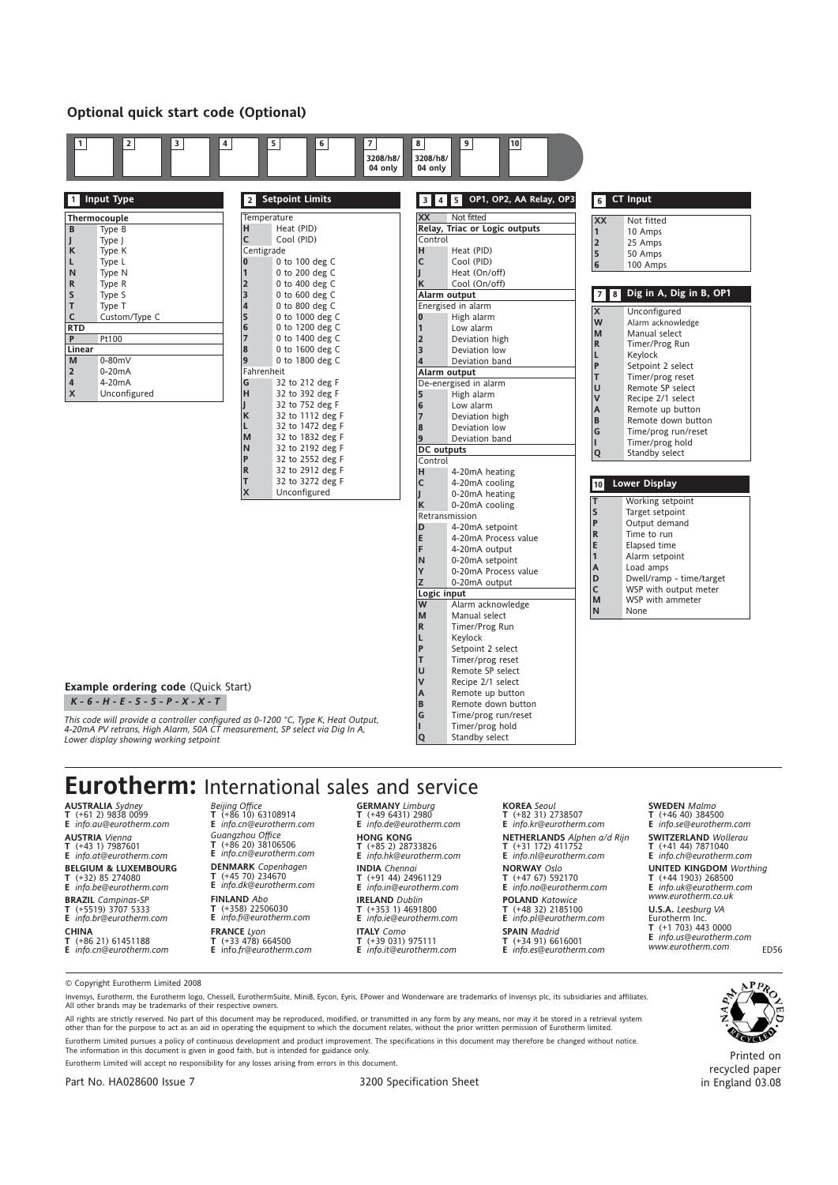## Optional quick start code (Optional)

| 1 | 2 | 3 | 4 | 5 | 6 | 7 | 8 | 9 | 10 |
|---|---|---|---|---|---|---|---|---|---|
| | | | | | | 3208/h8/04 only | 3208/h8/04 only | | |

### 1 Input Type

| | |
|---|---|
| **Thermocouple** | |
| B | Type B |
| J | Type J |
| K | Type K |
| L | Type L |
| N | Type N |
| R | Type R |
| S | Type S |
| T | Type T |
| C | Custom/Type C |
| **RTD** | |
| P | Pt100 |
| **Linear** | |
| M | 0-80mV |
| 2 | 0-20mA |
| 4 | 4-20mA |
| X | Unconfigured |

### 2 Setpoint Limits

| | |
|---|---|
| Temperature | |
| H | Heat (PID) |
| C | Cool (PID) |
| Centigrade | |
| 0 | 0 to 100 deg C |
| 1 | 0 to 200 deg C |
| 2 | 0 to 400 deg C |
| 3 | 0 to 600 deg C |
| 4 | 0 to 800 deg C |
| 5 | 0 to 1000 deg C |
| 6 | 0 to 1200 deg C |
| 7 | 0 to 1400 deg C |
| 8 | 0 to 1600 deg C |
| 9 | 0 to 1800 deg C |
| Fahrenheit | |
| G | 32 to 212 deg F |
| H | 32 to 392 deg F |
| J | 32 to 752 deg F |
| K | 32 to 1112 deg F |
| L | 32 to 1472 deg F |
| M | 32 to 1832 deg F |
| N | 32 to 2192 deg F |
| P | 32 to 2552 deg F |
| R | 32 to 2912 deg F |
| T | 32 to 3272 deg F |
| X | Unconfigured |

### 3 4 5 OP1, OP2, AA Relay, OP3

| | |
|---|---|
| XX | Not fitted |
| **Relay, Triac or Logic outputs** | |
| Control | |
| H | Heat (PID) |
| C | Cool (PID) |
| J | Heat (On/off) |
| K | Cool (On/off) |
| **Alarm output** | |
| Energised in alarm | |
| 0 | High alarm |
| 1 | Low alarm |
| 2 | Deviation high |
| 3 | Deviation low |
| 4 | Deviation band |
| **Alarm output** | |
| De-energised in alarm | |
| 5 | High alarm |
| 6 | Low alarm |
| 7 | Deviation high |
| 8 | Deviation low |
| 9 | Deviation band |
| **DC outputs** | |
| Control | |
| H | 4-20mA heating |
| C | 4-20mA cooling |
| J | 0-20mA heating |
| K | 0-20mA cooling |
| Retransmission | |
| D | 4-20mA setpoint |
| E | 4-20mA Process value |
| F | 4-20mA output |
| N | 0-20mA setpoint |
| Y | 0-20mA Process value |
| Z | 0-20mA output |
| **Logic input** | |
| W | Alarm acknowledge |
| M | Manual select |
| R | Timer/Prog Run |
| L | Keylock |
| P | Setpoint 2 select |
| T | Timer/prog reset |
| U | Remote SP select |
| V | Recipe 2/1 select |
| A | Remote up button |
| B | Remote down button |
| G | Time/prog run/reset |
| I | Timer/prog hold |
| Q | Standby select |

### 6 CT Input

| | |
|---|---|
| XX | Not fitted |
| 1 | 10 Amps |
| 2 | 25 Amps |
| 5 | 50 Amps |
| 6 | 100 Amps |

### 7 8 Dig in A, Dig in B, OP1

| | |
|---|---|
| X | Unconfigured |
| W | Alarm acknowledge |
| M | Manual select |
| R | Timer/Prog Run |
| L | Keylock |
| P | Setpoint 2 select |
| T | Timer/prog reset |
| U | Remote SP select |
| V | Recipe 2/1 select |
| A | Remote up button |
| B | Remote down button |
| G | Time/prog run/reset |
| I | Timer/prog hold |
| Q | Standby select |

### 10 Lower Display

| | |
|---|---|
| T | Working setpoint |
| S | Target setpoint |
| P | Output demand |
| R | Time to run |
| E | Elapsed time |
| 1 | Alarm setpoint |
| A | Load amps |
| D | Dwell/ramp - time/target |
| C | WSP with output meter |
| M | WSP with ammeter |
| N | None |

**Example ordering code** (Quick Start)

*K - 6 - H - E - 5 - 5 - P - X - X - T*

*This code will provide a controller configured as 0-1200 °C, Type K, Heat Output, 4-20mA PV retrans, High Alarm, 50A CT measurement, SP select via Dig In A, Lower display showing working setpoint*

# Eurotherm: International sales and service

**AUSTRALIA** *Sydney*
**T** (+61 2) 9838 0099
**E** *info.au@eurotherm.com*

**AUSTRIA** *Vienna*
**T** (+43 1) 7987601
**E** *info.at@eurotherm.com*

**BELGIUM & LUXEMBOURG**
**T** (+32) 85 274080
**E** *info.be@eurotherm.com*

**BRAZIL** *Campinas-SP*
**T** (+5519) 3707 5333
**E** *info.br@eurotherm.com*

**CHINA**
**T** (+86 21) 61451188
**E** *info.cn@eurotherm.com*

*Beijing Office*
**T** (+86 10) 63108914
**E** *info.cn@eurotherm.com*

*Guangzhou Office*
**T** (+86 20) 38106506
**E** *info.cn@eurotherm.com*

**DENMARK** *Copenhagen*
**T** (+45 70) 234670
**E** *info.dk@eurotherm.com*

**FINLAND** *Abo*
**T** (+358) 22506030
**E** *info.fi@eurotherm.com*

**FRANCE** *Lyon*
**T** (+33 478) 664500
**E** info.fr@eurotherm.com

**GERMANY** *Limburg*
**T** (+49 6431) 2980
**E** *info.de@eurotherm.com*

**HONG KONG**
**T** (+85 2) 28733826
**E** *info.hk@eurotherm.com*

**INDIA** *Chennai*
**T** (+91 44) 24961129
**E** *info.in@eurotherm.com*

**IRELAND** *Dublin*
**T** (+353 1) 4691800
**E** *info.ie@eurotherm.com*

**ITALY** *Como*
**T** (+39 031) 975111
**E** *info.it@eurotherm.com*

**KOREA** *Seoul*
**T** (+82 31) 2738507
**E** *info.kr@eurotherm.com*

**NETHERLANDS** *Alphen a/d Rijn*
**T** (+31 172) 411752
**E** *info.nl@eurotherm.com*

**NORWAY** *Oslo*
**T** (+47 67) 592170
**E** *info.no@eurotherm.com*

**POLAND** *Katowice*
**T** (+48 32) 2185100
**E** *info.pl@eurotherm.com*

**SPAIN** *Madrid*
**T** (+34 91) 6616001
**E** *info.es@eurotherm.com*

**SWEDEN** *Malmo*
**T** (+46 40) 384500
**E** *info.se@eurotherm.com*

**SWITZERLAND** *Wollerau*
**T** (+41 44) 7871040
**E** *info.ch@eurotherm.com*

**UNITED KINGDOM** *Worthing*
**T** (+44 1903) 268500
**E** *info.uk@eurotherm.com*
*www.eurotherm.co.uk*

**U.S.A.** *Leesburg VA*
Eurotherm Inc.
**T** (+1 703) 443 0000
**E** *info.us@eurotherm.com*
*www.eurotherm.com*

ED56

© Copyright Eurotherm Limited 2008

Invensys, Eurotherm, the Eurotherm logo, Chessell, EurothermSuite, Mini8, Eycon, Eyris, EPower and Wonderware are trademarks of Invensys plc, its subsidiaries and affiliates. All other brands may be trademarks of their respective owners.

All rights are strictly reserved. No part of this document may be reproduced, modified, or transmitted in any form by any means, nor may it be stored in a retrieval system other than for the purpose to act as an aid in operating the equipment to which the document relates, without the prior written permission of Eurotherm limited.

Eurotherm Limited pursues a policy of continuous development and product improvement. The specifications in this document may therefore be changed without notice. The information in this document is given in good faith, but is intended for guidance only.

Eurotherm Limited will accept no responsibility for any losses arising from errors in this document.

Part No. HA028600 Issue 7 — 3200 Specification Sheet — Printed on recycled paper in England 03.08